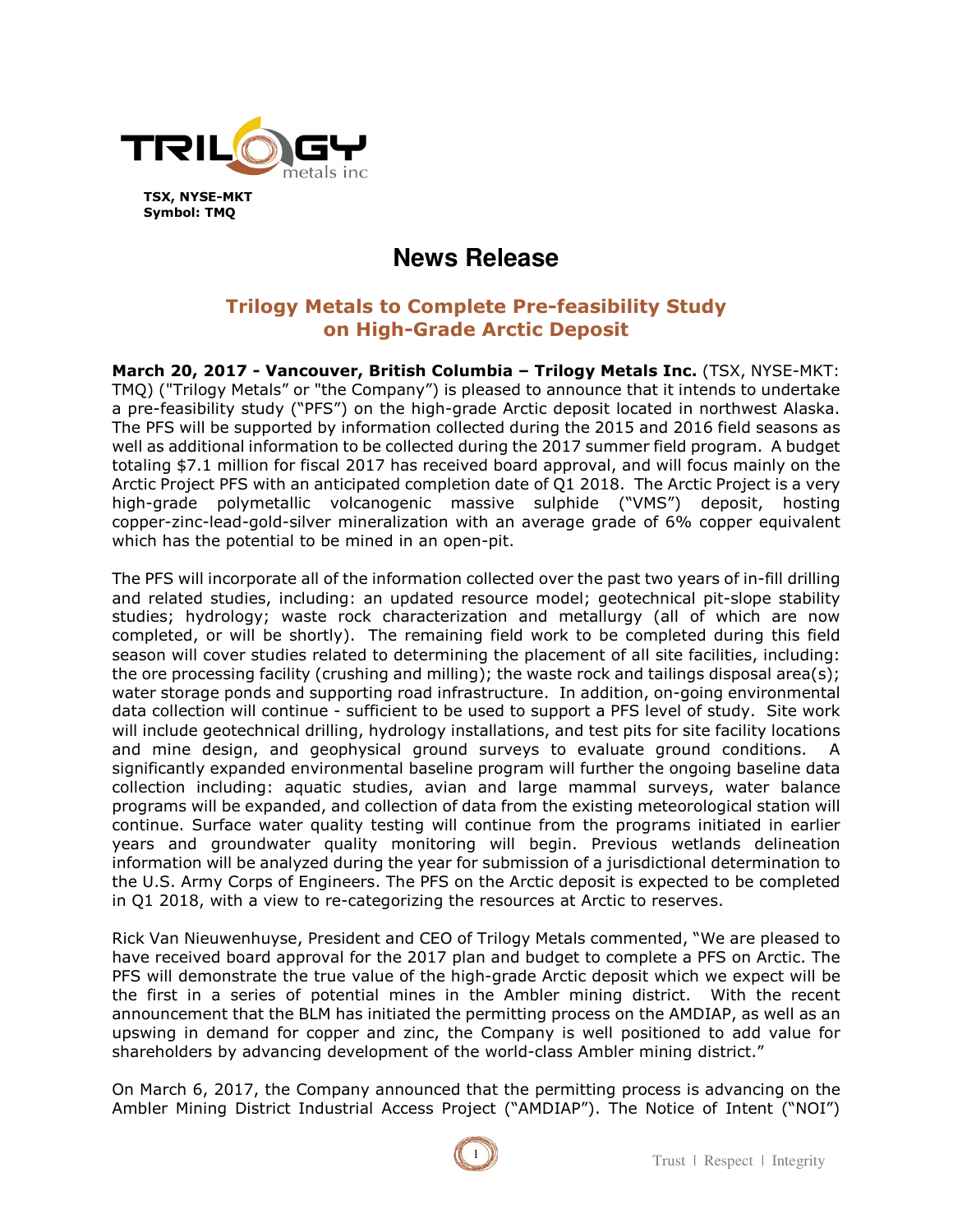**TSX, NYSE-MKT**
**Symbol: TMQ**

# News Release

## Trilogy Metals to Complete Pre-feasibility Study on High-Grade Arctic Deposit

**March 20, 2017 - Vancouver, British Columbia – Trilogy Metals Inc.** (TSX, NYSE-MKT: TMQ) ("Trilogy Metals" or "the Company") is pleased to announce that it intends to undertake a pre-feasibility study ("PFS") on the high-grade Arctic deposit located in northwest Alaska. The PFS will be supported by information collected during the 2015 and 2016 field seasons as well as additional information to be collected during the 2017 summer field program. A budget totaling $7.1 million for fiscal 2017 has received board approval, and will focus mainly on the Arctic Project PFS with an anticipated completion date of Q1 2018. The Arctic Project is a very high-grade polymetallic volcanogenic massive sulphide ("VMS") deposit, hosting copper-zinc-lead-gold-silver mineralization with an average grade of 6% copper equivalent which has the potential to be mined in an open-pit.

The PFS will incorporate all of the information collected over the past two years of in-fill drilling and related studies, including: an updated resource model; geotechnical pit-slope stability studies; hydrology; waste rock characterization and metallurgy (all of which are now completed, or will be shortly). The remaining field work to be completed during this field season will cover studies related to determining the placement of all site facilities, including: the ore processing facility (crushing and milling); the waste rock and tailings disposal area(s); water storage ponds and supporting road infrastructure. In addition, on-going environmental data collection will continue - sufficient to be used to support a PFS level of study. Site work will include geotechnical drilling, hydrology installations, and test pits for site facility locations and mine design, and geophysical ground surveys to evaluate ground conditions. A significantly expanded environmental baseline program will further the ongoing baseline data collection including: aquatic studies, avian and large mammal surveys, water balance programs will be expanded, and collection of data from the existing meteorological station will continue. Surface water quality testing will continue from the programs initiated in earlier years and groundwater quality monitoring will begin. Previous wetlands delineation information will be analyzed during the year for submission of a jurisdictional determination to the U.S. Army Corps of Engineers. The PFS on the Arctic deposit is expected to be completed in Q1 2018, with a view to re-categorizing the resources at Arctic to reserves.

Rick Van Nieuwenhuyse, President and CEO of Trilogy Metals commented, "We are pleased to have received board approval for the 2017 plan and budget to complete a PFS on Arctic. The PFS will demonstrate the true value of the high-grade Arctic deposit which we expect will be the first in a series of potential mines in the Ambler mining district. With the recent announcement that the BLM has initiated the permitting process on the AMDIAP, as well as an upswing in demand for copper and zinc, the Company is well positioned to add value for shareholders by advancing development of the world-class Ambler mining district."

On March 6, 2017, the Company announced that the permitting process is advancing on the Ambler Mining District Industrial Access Project ("AMDIAP"). The Notice of Intent ("NOI")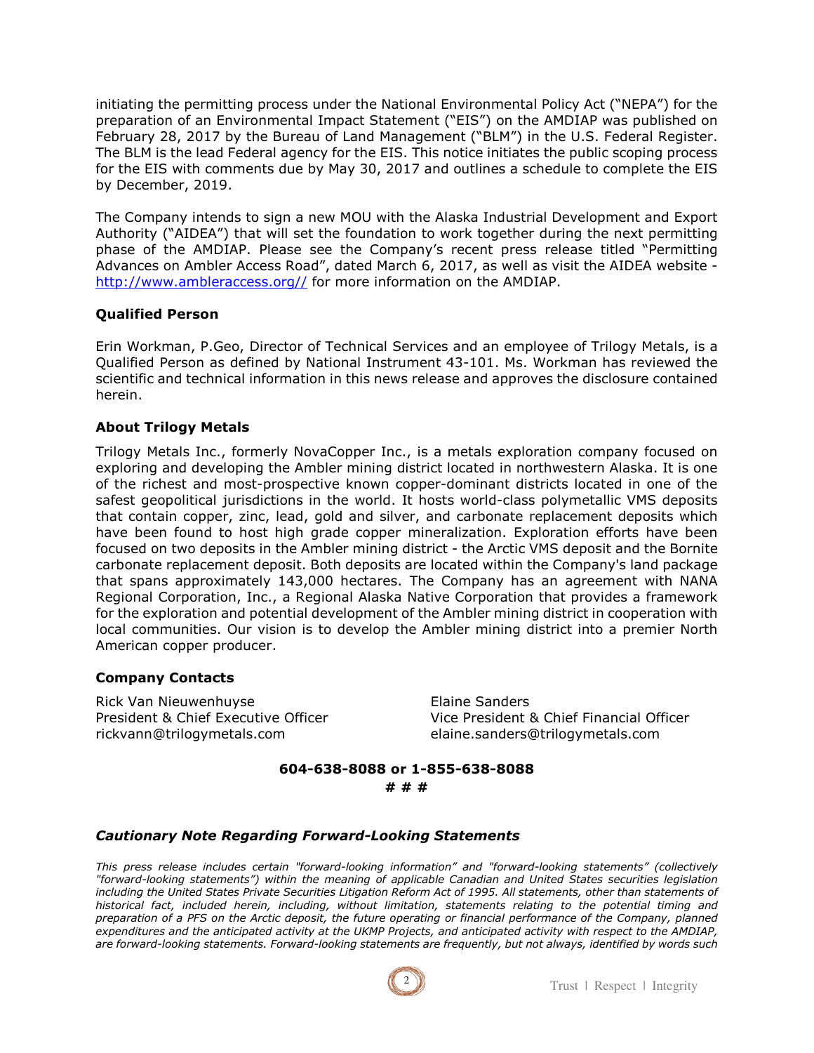initiating the permitting process under the National Environmental Policy Act ("NEPA") for the preparation of an Environmental Impact Statement ("EIS") on the AMDIAP was published on February 28, 2017 by the Bureau of Land Management ("BLM") in the U.S. Federal Register. The BLM is the lead Federal agency for the EIS. This notice initiates the public scoping process for the EIS with comments due by May 30, 2017 and outlines a schedule to complete the EIS by December, 2019.

The Company intends to sign a new MOU with the Alaska Industrial Development and Export Authority ("AIDEA") that will set the foundation to work together during the next permitting phase of the AMDIAP. Please see the Company's recent press release titled "Permitting Advances on Ambler Access Road", dated March 6, 2017, as well as visit the AIDEA website - http://www.ambleraccess.org// for more information on the AMDIAP.

### Qualified Person

Erin Workman, P.Geo, Director of Technical Services and an employee of Trilogy Metals, is a Qualified Person as defined by National Instrument 43-101. Ms. Workman has reviewed the scientific and technical information in this news release and approves the disclosure contained herein.

### About Trilogy Metals

Trilogy Metals Inc., formerly NovaCopper Inc., is a metals exploration company focused on exploring and developing the Ambler mining district located in northwestern Alaska. It is one of the richest and most-prospective known copper-dominant districts located in one of the safest geopolitical jurisdictions in the world. It hosts world-class polymetallic VMS deposits that contain copper, zinc, lead, gold and silver, and carbonate replacement deposits which have been found to host high grade copper mineralization. Exploration efforts have been focused on two deposits in the Ambler mining district - the Arctic VMS deposit and the Bornite carbonate replacement deposit. Both deposits are located within the Company's land package that spans approximately 143,000 hectares. The Company has an agreement with NANA Regional Corporation, Inc., a Regional Alaska Native Corporation that provides a framework for the exploration and potential development of the Ambler mining district in cooperation with local communities. Our vision is to develop the Ambler mining district into a premier North American copper producer.

### Company Contacts

Rick Van Nieuwenhuyse
President & Chief Executive Officer
rickvann@trilogymetals.com

Elaine Sanders
Vice President & Chief Financial Officer
elaine.sanders@trilogymetals.com

**604-638-8088 or 1-855-638-8088**

**# # #**

### *Cautionary Note Regarding Forward-Looking Statements*

*This press release includes certain "forward-looking information" and "forward-looking statements" (collectively "forward-looking statements") within the meaning of applicable Canadian and United States securities legislation including the United States Private Securities Litigation Reform Act of 1995. All statements, other than statements of historical fact, included herein, including, without limitation, statements relating to the potential timing and preparation of a PFS on the Arctic deposit, the future operating or financial performance of the Company, planned expenditures and the anticipated activity at the UKMP Projects, and anticipated activity with respect to the AMDIAP, are forward-looking statements. Forward-looking statements are frequently, but not always, identified by words such*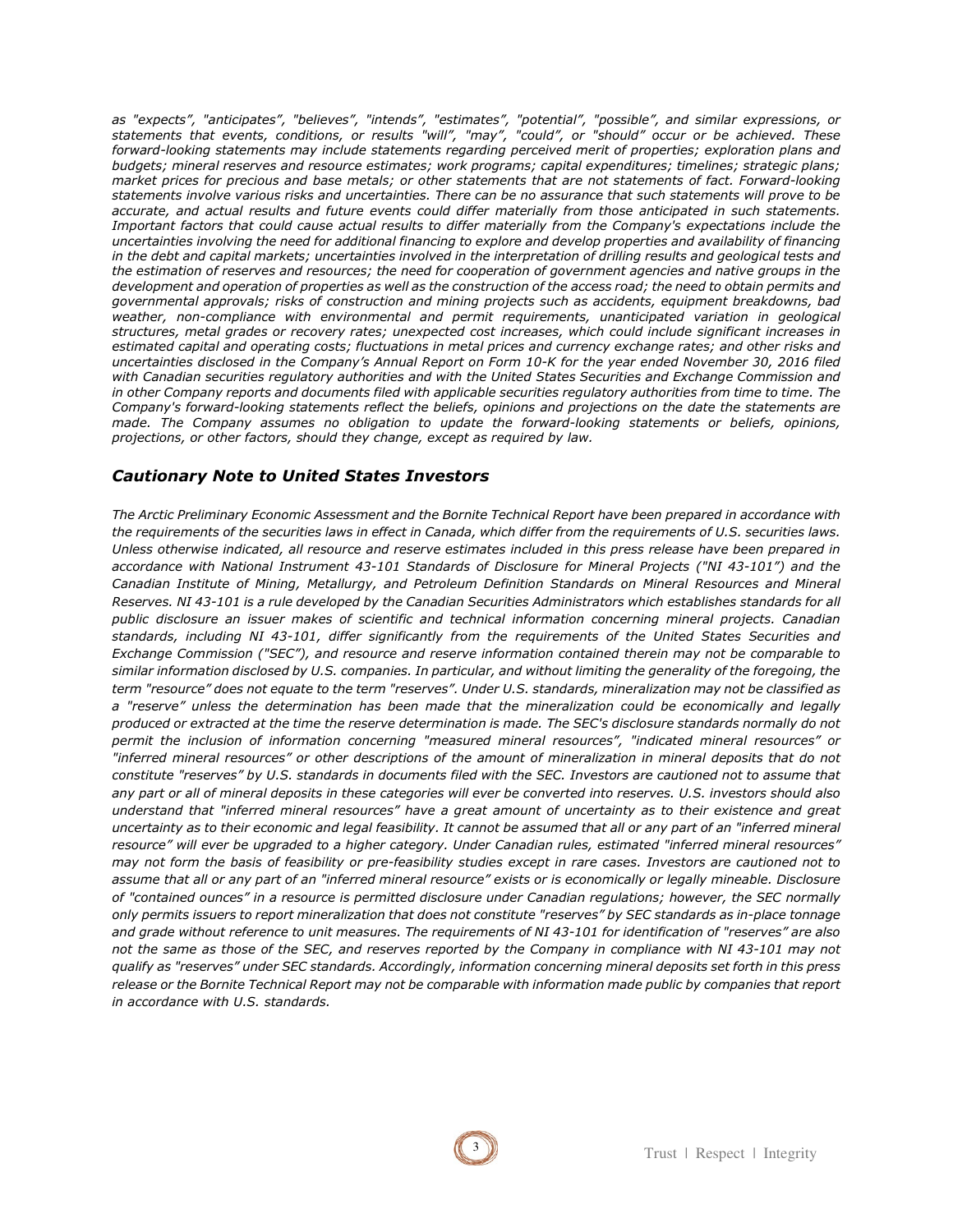*as "expects", "anticipates", "believes", "intends", "estimates", "potential", "possible", and similar expressions, or statements that events, conditions, or results "will", "may", "could", or "should" occur or be achieved. These forward-looking statements may include statements regarding perceived merit of properties; exploration plans and budgets; mineral reserves and resource estimates; work programs; capital expenditures; timelines; strategic plans; market prices for precious and base metals; or other statements that are not statements of fact. Forward-looking statements involve various risks and uncertainties. There can be no assurance that such statements will prove to be accurate, and actual results and future events could differ materially from those anticipated in such statements. Important factors that could cause actual results to differ materially from the Company's expectations include the uncertainties involving the need for additional financing to explore and develop properties and availability of financing in the debt and capital markets; uncertainties involved in the interpretation of drilling results and geological tests and the estimation of reserves and resources; the need for cooperation of government agencies and native groups in the development and operation of properties as well as the construction of the access road; the need to obtain permits and governmental approvals; risks of construction and mining projects such as accidents, equipment breakdowns, bad weather, non-compliance with environmental and permit requirements, unanticipated variation in geological structures, metal grades or recovery rates; unexpected cost increases, which could include significant increases in estimated capital and operating costs; fluctuations in metal prices and currency exchange rates; and other risks and uncertainties disclosed in the Company's Annual Report on Form 10-K for the year ended November 30, 2016 filed with Canadian securities regulatory authorities and with the United States Securities and Exchange Commission and in other Company reports and documents filed with applicable securities regulatory authorities from time to time. The Company's forward-looking statements reflect the beliefs, opinions and projections on the date the statements are made. The Company assumes no obligation to update the forward-looking statements or beliefs, opinions, projections, or other factors, should they change, except as required by law.*

## *Cautionary Note to United States Investors*

*The Arctic Preliminary Economic Assessment and the Bornite Technical Report have been prepared in accordance with the requirements of the securities laws in effect in Canada, which differ from the requirements of U.S. securities laws. Unless otherwise indicated, all resource and reserve estimates included in this press release have been prepared in accordance with National Instrument 43-101 Standards of Disclosure for Mineral Projects ("NI 43-101") and the Canadian Institute of Mining, Metallurgy, and Petroleum Definition Standards on Mineral Resources and Mineral Reserves. NI 43-101 is a rule developed by the Canadian Securities Administrators which establishes standards for all public disclosure an issuer makes of scientific and technical information concerning mineral projects. Canadian standards, including NI 43-101, differ significantly from the requirements of the United States Securities and Exchange Commission ("SEC"), and resource and reserve information contained therein may not be comparable to similar information disclosed by U.S. companies. In particular, and without limiting the generality of the foregoing, the term "resource" does not equate to the term "reserves". Under U.S. standards, mineralization may not be classified as a "reserve" unless the determination has been made that the mineralization could be economically and legally produced or extracted at the time the reserve determination is made. The SEC's disclosure standards normally do not permit the inclusion of information concerning "measured mineral resources", "indicated mineral resources" or "inferred mineral resources" or other descriptions of the amount of mineralization in mineral deposits that do not constitute "reserves" by U.S. standards in documents filed with the SEC. Investors are cautioned not to assume that any part or all of mineral deposits in these categories will ever be converted into reserves. U.S. investors should also understand that "inferred mineral resources" have a great amount of uncertainty as to their existence and great uncertainty as to their economic and legal feasibility. It cannot be assumed that all or any part of an "inferred mineral resource" will ever be upgraded to a higher category. Under Canadian rules, estimated "inferred mineral resources" may not form the basis of feasibility or pre-feasibility studies except in rare cases. Investors are cautioned not to assume that all or any part of an "inferred mineral resource" exists or is economically or legally mineable. Disclosure of "contained ounces" in a resource is permitted disclosure under Canadian regulations; however, the SEC normally only permits issuers to report mineralization that does not constitute "reserves" by SEC standards as in-place tonnage and grade without reference to unit measures. The requirements of NI 43-101 for identification of "reserves" are also not the same as those of the SEC, and reserves reported by the Company in compliance with NI 43-101 may not qualify as "reserves" under SEC standards. Accordingly, information concerning mineral deposits set forth in this press release or the Bornite Technical Report may not be comparable with information made public by companies that report in accordance with U.S. standards.*